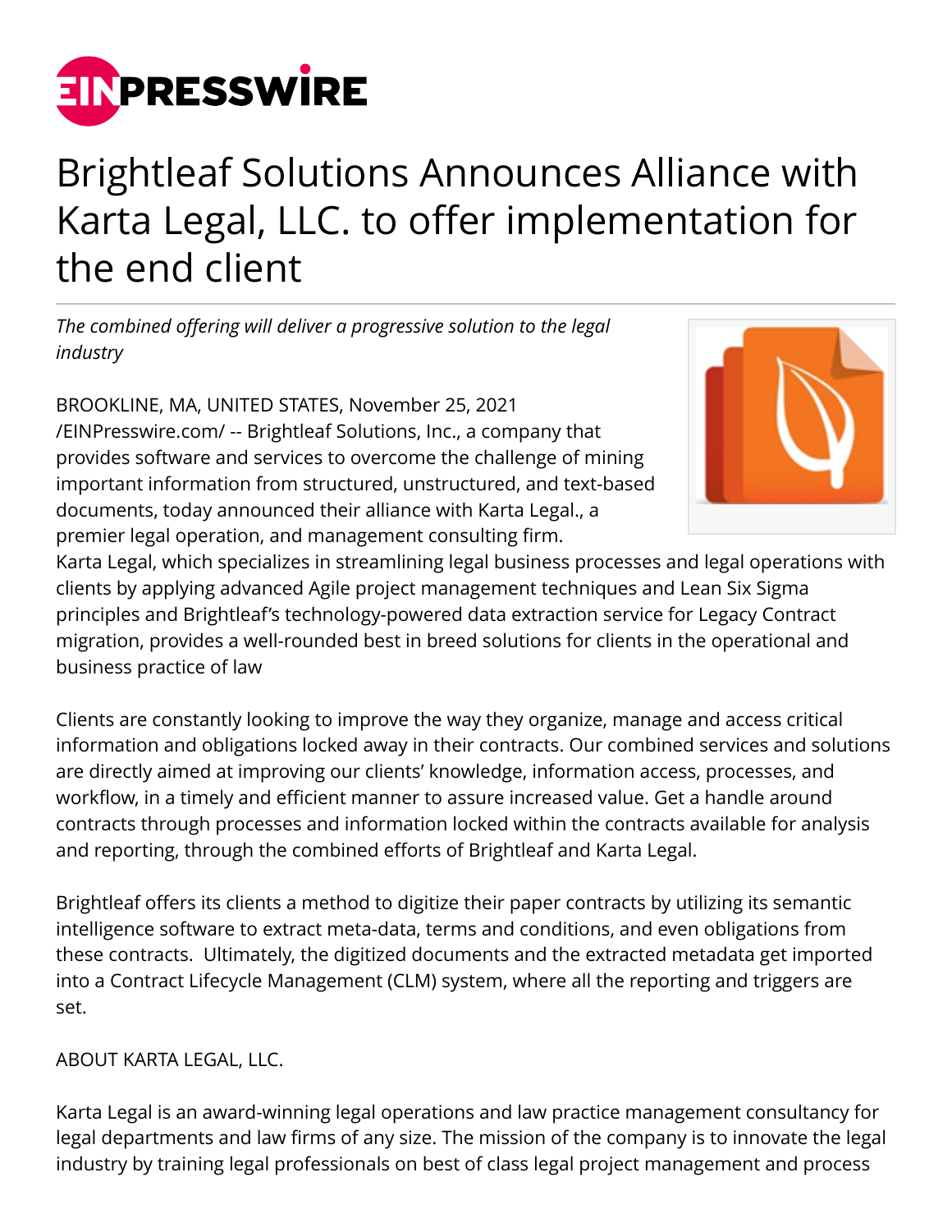# Brightleaf Solutions Announces Alliance with Karta Legal, LLC. to offer implementation for the end client

*The combined offering will deliver a progressive solution to the legal industry*

BROOKLINE, MA, UNITED STATES, November 25, 2021 /EINPresswire.com/ -- Brightleaf Solutions, Inc., a company that provides software and services to overcome the challenge of mining important information from structured, unstructured, and text-based documents, today announced their alliance with Karta Legal., a premier legal operation, and management consulting firm. Karta Legal, which specializes in streamlining legal business processes and legal operations with clients by applying advanced Agile project management techniques and Lean Six Sigma principles and Brightleaf's technology-powered data extraction service for Legacy Contract migration, provides a well-rounded best in breed solutions for clients in the operational and business practice of law

Clients are constantly looking to improve the way they organize, manage and access critical information and obligations locked away in their contracts. Our combined services and solutions are directly aimed at improving our clients' knowledge, information access, processes, and workflow, in a timely and efficient manner to assure increased value. Get a handle around contracts through processes and information locked within the contracts available for analysis and reporting, through the combined efforts of Brightleaf and Karta Legal.

Brightleaf offers its clients a method to digitize their paper contracts by utilizing its semantic intelligence software to extract meta-data, terms and conditions, and even obligations from these contracts. Ultimately, the digitized documents and the extracted metadata get imported into a Contract Lifecycle Management (CLM) system, where all the reporting and triggers are set.

ABOUT KARTA LEGAL, LLC.

Karta Legal is an award-winning legal operations and law practice management consultancy for legal departments and law firms of any size. The mission of the company is to innovate the legal industry by training legal professionals on best of class legal project management and process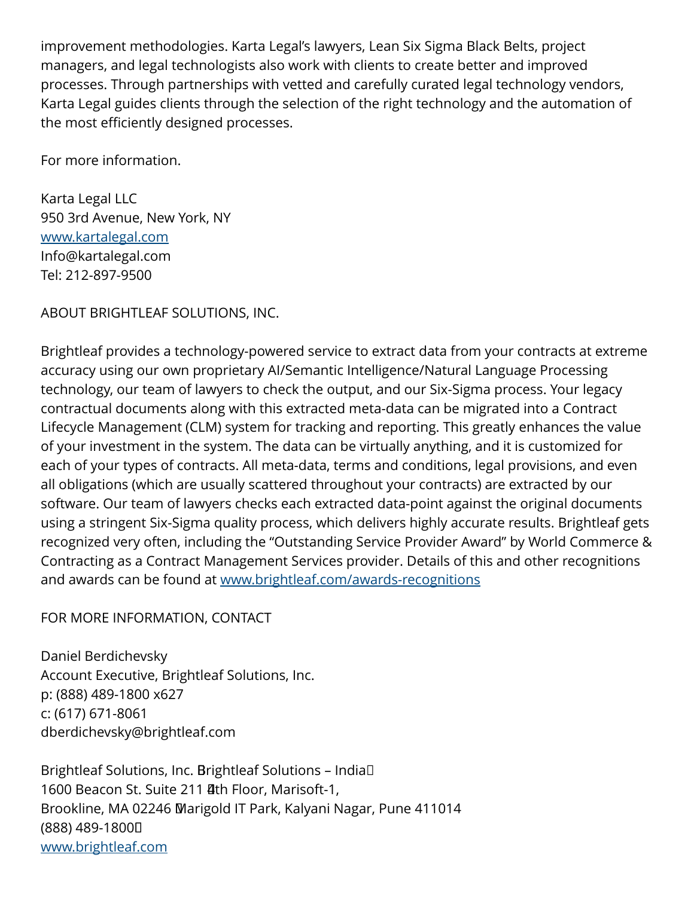improvement methodologies. Karta Legal's lawyers, Lean Six Sigma Black Belts, project managers, and legal technologists also work with clients to create better and improved processes. Through partnerships with vetted and carefully curated legal technology vendors, Karta Legal guides clients through the selection of the right technology and the automation of the most efficiently designed processes.

For more information.

Karta Legal LLC
950 3rd Avenue, New York, NY
[www.kartalegal.com](http://www.kartalegal.com)
Info@kartalegal.com
Tel: 212-897-9500

ABOUT BRIGHTLEAF SOLUTIONS, INC.

Brightleaf provides a technology-powered service to extract data from your contracts at extreme accuracy using our own proprietary AI/Semantic Intelligence/Natural Language Processing technology, our team of lawyers to check the output, and our Six-Sigma process. Your legacy contractual documents along with this extracted meta-data can be migrated into a Contract Lifecycle Management (CLM) system for tracking and reporting. This greatly enhances the value of your investment in the system. The data can be virtually anything, and it is customized for each of your types of contracts. All meta-data, terms and conditions, legal provisions, and even all obligations (which are usually scattered throughout your contracts) are extracted by our software. Our team of lawyers checks each extracted data-point against the original documents using a stringent Six-Sigma quality process, which delivers highly accurate results. Brightleaf gets recognized very often, including the "Outstanding Service Provider Award" by World Commerce & Contracting as a Contract Management Services provider. Details of this and other recognitions and awards can be found at [www.brightleaf.com/awards-recognitions](http://www.brightleaf.com/awards-recognitions)

FOR MORE INFORMATION, CONTACT

Daniel Berdichevsky
Account Executive, Brightleaf Solutions, Inc.
p: (888) 489-1800 x627
c: (617) 671-8061
dberdichevsky@brightleaf.com

Brightleaf Solutions, Inc.
1600 Beacon St. Suite 211
Brookline, MA 02246
(888) 489-1800

Brightleaf Solutions – India
4th Floor, Marisoft-1,
Marigold IT Park, Kalyani Nagar, Pune 411014

[www.brightleaf.com](http://www.brightleaf.com)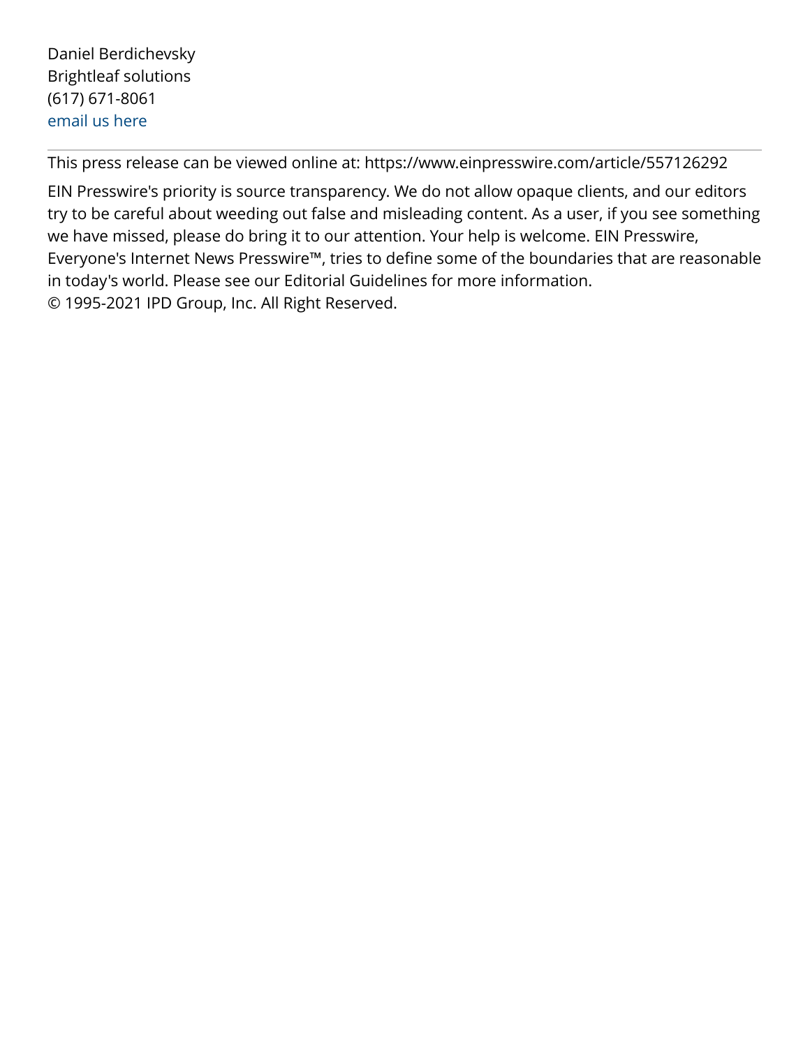Daniel Berdichevsky
Brightleaf solutions
(617) 671-8061
email us here

---

This press release can be viewed online at: https://www.einpresswire.com/article/557126292

EIN Presswire's priority is source transparency. We do not allow opaque clients, and our editors try to be careful about weeding out false and misleading content. As a user, if you see something we have missed, please do bring it to our attention. Your help is welcome. EIN Presswire, Everyone's Internet News Presswire™, tries to define some of the boundaries that are reasonable in today's world. Please see our Editorial Guidelines for more information.
© 1995-2021 IPD Group, Inc. All Right Reserved.